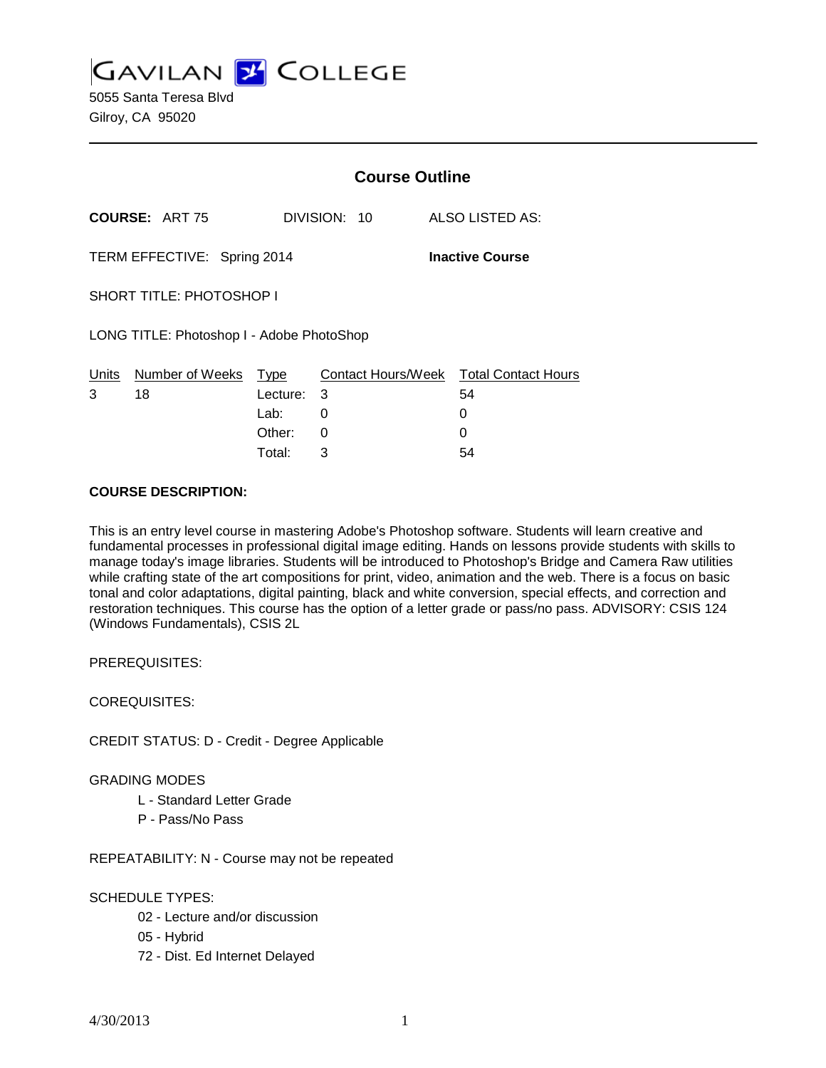# GAVILAN COLLEGE

5055 Santa Teresa Blvd
Gilroy, CA 95020

## Course Outline

**COURSE:** ART 75 DIVISION: 10 ALSO LISTED AS:

TERM EFFECTIVE: Spring 2014 **Inactive Course**

SHORT TITLE: PHOTOSHOP I

LONG TITLE: Photoshop I - Adobe PhotoShop

| Units | Number of Weeks | Type | Contact Hours/Week | Total Contact Hours |
|---|---|---|---|---|
| 3 | 18 | Lecture: | 3 | 54 |
| | | Lab: | 0 | 0 |
| | | Other: | 0 | 0 |
| | | Total: | 3 | 54 |

**COURSE DESCRIPTION:**

This is an entry level course in mastering Adobe's Photoshop software. Students will learn creative and fundamental processes in professional digital image editing. Hands on lessons provide students with skills to manage today's image libraries. Students will be introduced to Photoshop's Bridge and Camera Raw utilities while crafting state of the art compositions for print, video, animation and the web. There is a focus on basic tonal and color adaptations, digital painting, black and white conversion, special effects, and correction and restoration techniques. This course has the option of a letter grade or pass/no pass. ADVISORY: CSIS 124 (Windows Fundamentals), CSIS 2L

PREREQUISITES:

COREQUISITES:

CREDIT STATUS: D - Credit - Degree Applicable

GRADING MODES

- L - Standard Letter Grade
- P - Pass/No Pass

REPEATABILITY: N - Course may not be repeated

SCHEDULE TYPES:

- 02 - Lecture and/or discussion
- 05 - Hybrid
- 72 - Dist. Ed Internet Delayed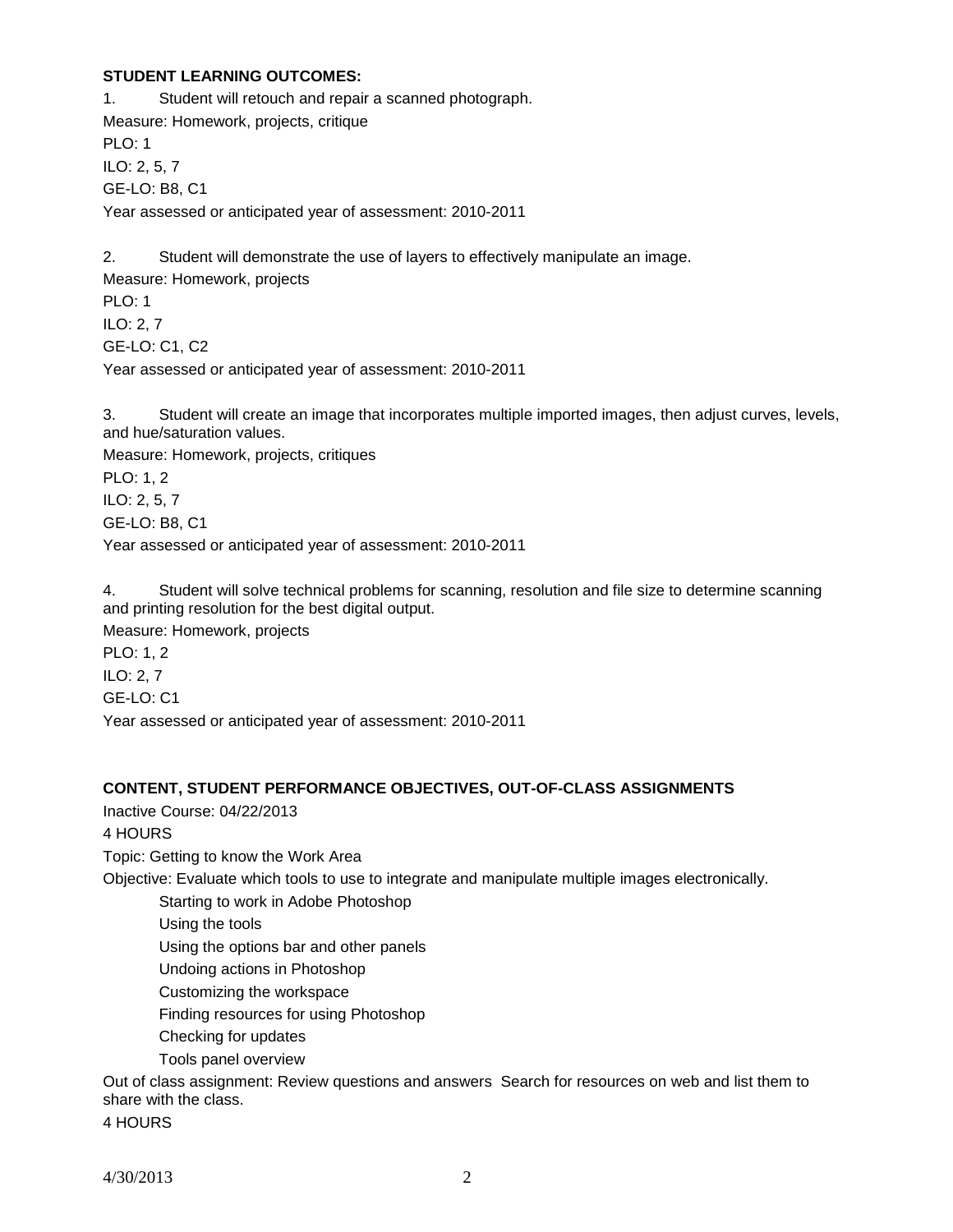**STUDENT LEARNING OUTCOMES:**

1. Student will retouch and repair a scanned photograph.

Measure: Homework, projects, critique

PLO: 1

ILO: 2, 5, 7

GE-LO: B8, C1

Year assessed or anticipated year of assessment: 2010-2011

2. Student will demonstrate the use of layers to effectively manipulate an image.

Measure: Homework, projects

PLO: 1

ILO: 2, 7

GE-LO: C1, C2

Year assessed or anticipated year of assessment: 2010-2011

3. Student will create an image that incorporates multiple imported images, then adjust curves, levels, and hue/saturation values.

Measure: Homework, projects, critiques

PLO: 1, 2

ILO: 2, 5, 7

GE-LO: B8, C1

Year assessed or anticipated year of assessment: 2010-2011

4. Student will solve technical problems for scanning, resolution and file size to determine scanning and printing resolution for the best digital output.

Measure: Homework, projects

PLO: 1, 2

ILO: 2, 7

GE-LO: C1

Year assessed or anticipated year of assessment: 2010-2011

**CONTENT, STUDENT PERFORMANCE OBJECTIVES, OUT-OF-CLASS ASSIGNMENTS**

Inactive Course: 04/22/2013

4 HOURS

Topic: Getting to know the Work Area

Objective: Evaluate which tools to use to integrate and manipulate multiple images electronically.

- Starting to work in Adobe Photoshop
- Using the tools
- Using the options bar and other panels
- Undoing actions in Photoshop
- Customizing the workspace
- Finding resources for using Photoshop
- Checking for updates
- Tools panel overview

Out of class assignment: Review questions and answers  Search for resources on web and list them to share with the class.

4 HOURS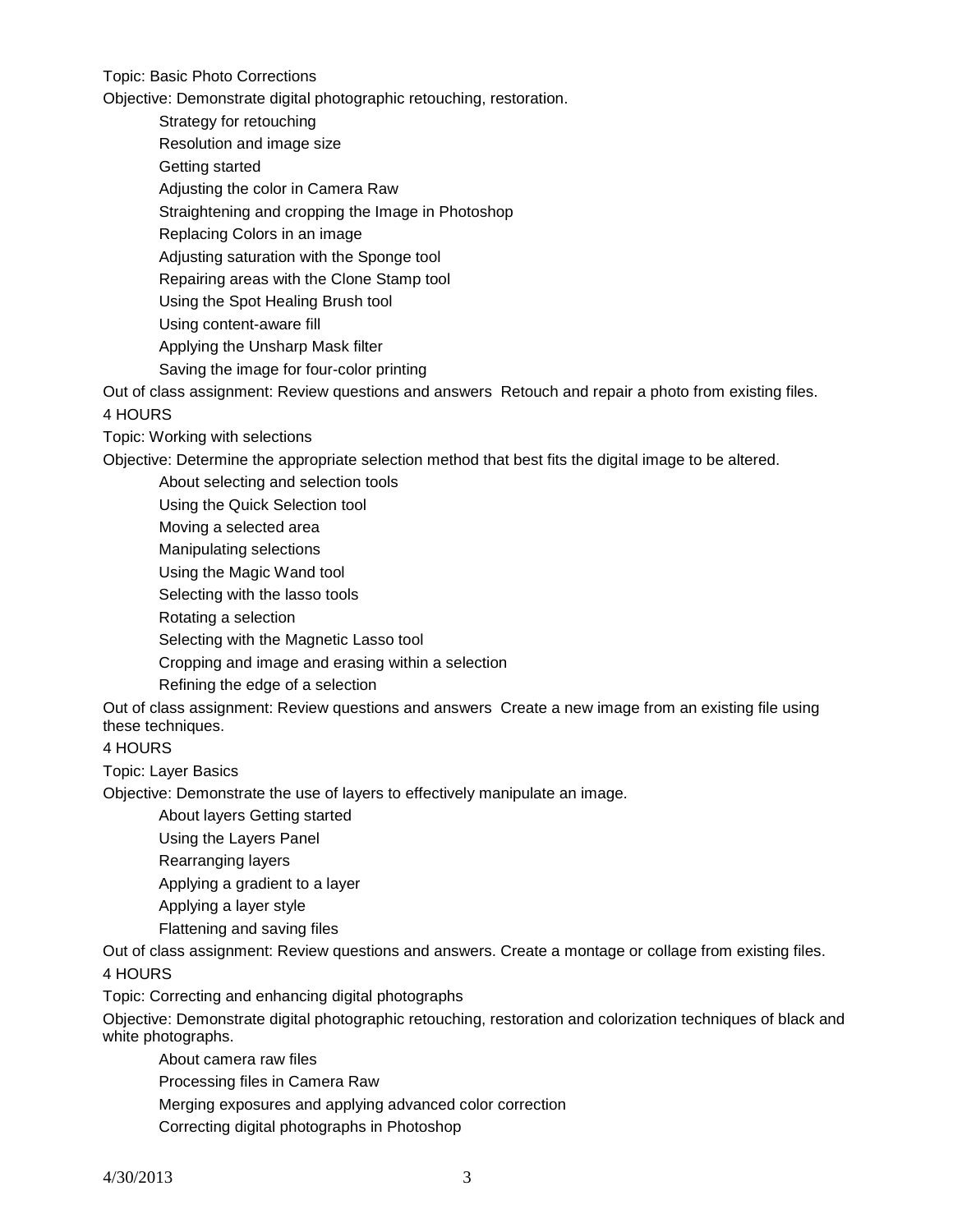Topic: Basic Photo Corrections

Objective: Demonstrate digital photographic retouching, restoration.

- Strategy for retouching
- Resolution and image size
- Getting started
- Adjusting the color in Camera Raw
- Straightening and cropping the Image in Photoshop
- Replacing Colors in an image
- Adjusting saturation with the Sponge tool
- Repairing areas with the Clone Stamp tool
- Using the Spot Healing Brush tool
- Using content-aware fill
- Applying the Unsharp Mask filter
- Saving the image for four-color printing

Out of class assignment: Review questions and answers Retouch and repair a photo from existing files.

4 HOURS

Topic: Working with selections

Objective: Determine the appropriate selection method that best fits the digital image to be altered.

- About selecting and selection tools
- Using the Quick Selection tool
- Moving a selected area
- Manipulating selections
- Using the Magic Wand tool
- Selecting with the lasso tools
- Rotating a selection
- Selecting with the Magnetic Lasso tool
- Cropping and image and erasing within a selection
- Refining the edge of a selection

Out of class assignment: Review questions and answers Create a new image from an existing file using these techniques.

4 HOURS

Topic: Layer Basics

Objective: Demonstrate the use of layers to effectively manipulate an image.

- About layers Getting started
- Using the Layers Panel
- Rearranging layers
- Applying a gradient to a layer
- Applying a layer style
- Flattening and saving files

Out of class assignment: Review questions and answers. Create a montage or collage from existing files.

4 HOURS

Topic: Correcting and enhancing digital photographs

Objective: Demonstrate digital photographic retouching, restoration and colorization techniques of black and white photographs.

- About camera raw files
- Processing files in Camera Raw
- Merging exposures and applying advanced color correction
- Correcting digital photographs in Photoshop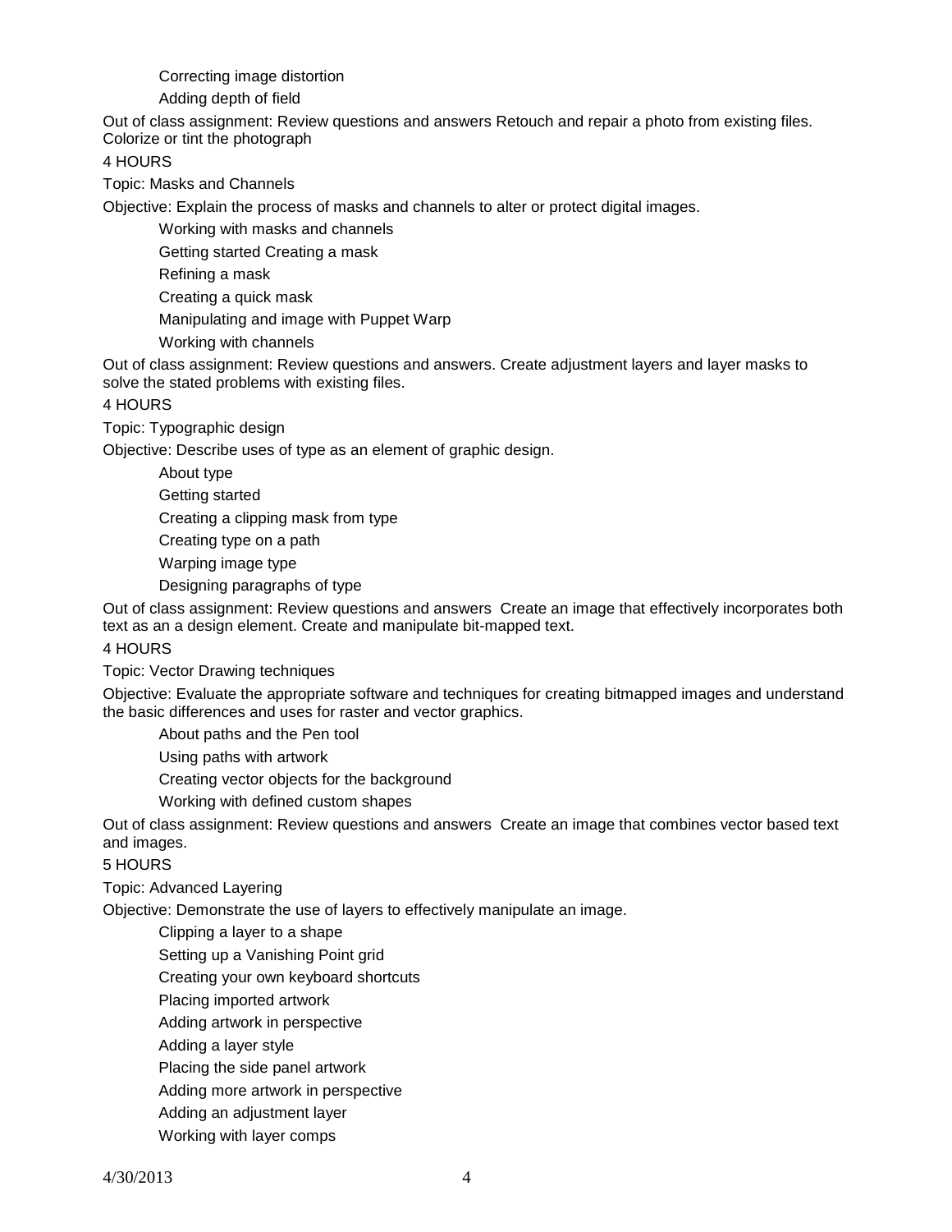Correcting image distortion

Adding depth of field

Out of class assignment: Review questions and answers Retouch and repair a photo from existing files. Colorize or tint the photograph

4 HOURS

Topic: Masks and Channels

Objective: Explain the process of masks and channels to alter or protect digital images.

Working with masks and channels

Getting started Creating a mask

Refining a mask

Creating a quick mask

Manipulating and image with Puppet Warp

Working with channels

Out of class assignment: Review questions and answers. Create adjustment layers and layer masks to solve the stated problems with existing files.

4 HOURS

Topic: Typographic design

Objective: Describe uses of type as an element of graphic design.

About type

Getting started

Creating a clipping mask from type

Creating type on a path

Warping image type

Designing paragraphs of type

Out of class assignment: Review questions and answers Create an image that effectively incorporates both text as an a design element. Create and manipulate bit-mapped text.

4 HOURS

Topic: Vector Drawing techniques

Objective: Evaluate the appropriate software and techniques for creating bitmapped images and understand the basic differences and uses for raster and vector graphics.

About paths and the Pen tool

Using paths with artwork

Creating vector objects for the background

Working with defined custom shapes

Out of class assignment: Review questions and answers Create an image that combines vector based text and images.

5 HOURS

Topic: Advanced Layering

Objective: Demonstrate the use of layers to effectively manipulate an image.

Clipping a layer to a shape

Setting up a Vanishing Point grid

Creating your own keyboard shortcuts

Placing imported artwork

Adding artwork in perspective

Adding a layer style

Placing the side panel artwork

Adding more artwork in perspective

Adding an adjustment layer

Working with layer comps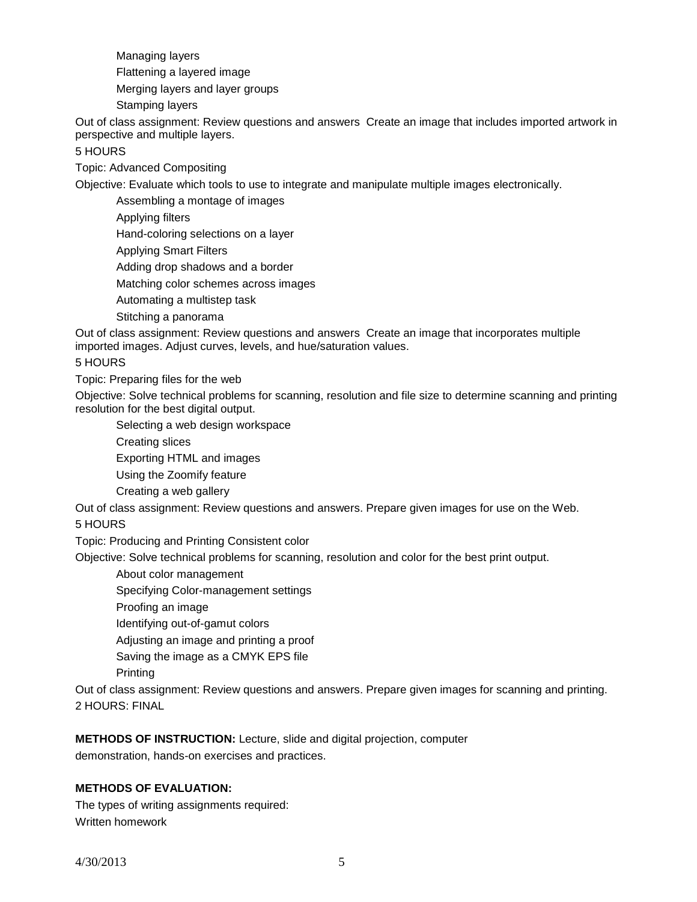- Managing layers
- Flattening a layered image
- Merging layers and layer groups
- Stamping layers

Out of class assignment: Review questions and answers  Create an image that includes imported artwork in perspective and multiple layers.

5 HOURS

Topic: Advanced Compositing

Objective: Evaluate which tools to use to integrate and manipulate multiple images electronically.

- Assembling a montage of images
- Applying filters
- Hand-coloring selections on a layer
- Applying Smart Filters
- Adding drop shadows and a border
- Matching color schemes across images
- Automating a multistep task
- Stitching a panorama

Out of class assignment: Review questions and answers  Create an image that incorporates multiple imported images. Adjust curves, levels, and hue/saturation values.

5 HOURS

Topic: Preparing files for the web

Objective: Solve technical problems for scanning, resolution and file size to determine scanning and printing resolution for the best digital output.

- Selecting a web design workspace
- Creating slices
- Exporting HTML and images
- Using the Zoomify feature
- Creating a web gallery

Out of class assignment: Review questions and answers. Prepare given images for use on the Web.

5 HOURS

Topic: Producing and Printing Consistent color

Objective: Solve technical problems for scanning, resolution and color for the best print output.

- About color management
- Specifying Color-management settings
- Proofing an image
- Identifying out-of-gamut colors
- Adjusting an image and printing a proof
- Saving the image as a CMYK EPS file
- Printing

Out of class assignment: Review questions and answers. Prepare given images for scanning and printing.

2 HOURS: FINAL

**METHODS OF INSTRUCTION:** Lecture, slide and digital projection, computer demonstration, hands-on exercises and practices.

**METHODS OF EVALUATION:**

The types of writing assignments required:

Written homework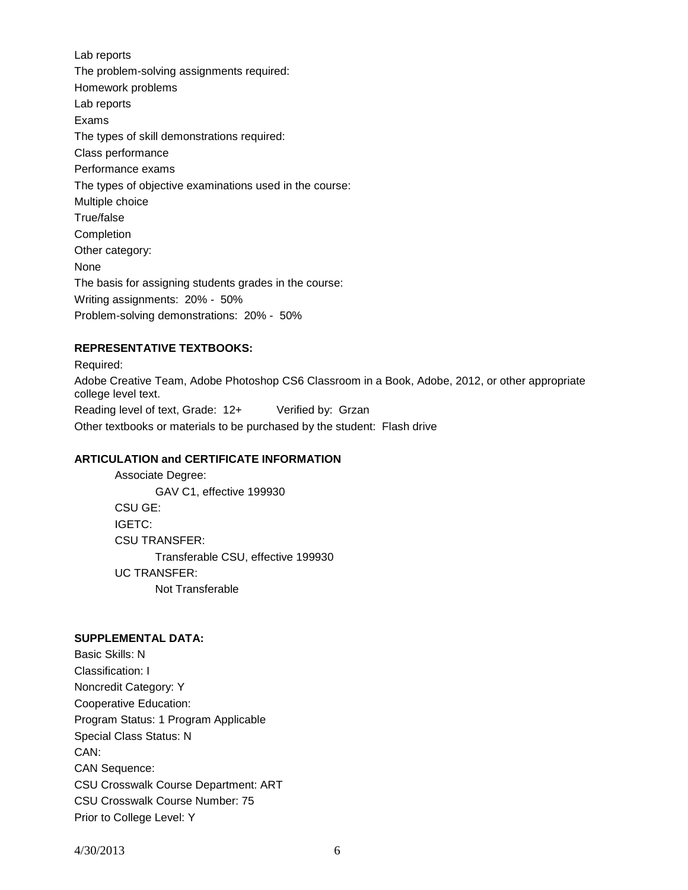Lab reports

The problem-solving assignments required:

Homework problems

Lab reports

Exams

The types of skill demonstrations required:

Class performance

Performance exams

The types of objective examinations used in the course:

Multiple choice

True/false

Completion

Other category:

None

The basis for assigning students grades in the course:

Writing assignments: 20% - 50%

Problem-solving demonstrations: 20% - 50%

**REPRESENTATIVE TEXTBOOKS:**

Required:

Adobe Creative Team, Adobe Photoshop CS6 Classroom in a Book, Adobe, 2012, or other appropriate college level text.

Reading level of text, Grade: 12+ Verified by: Grzan

Other textbooks or materials to be purchased by the student: Flash drive

**ARTICULATION and CERTIFICATE INFORMATION**

Associate Degree:

GAV C1, effective 199930

CSU GE:

IGETC:

CSU TRANSFER:

Transferable CSU, effective 199930

UC TRANSFER:

Not Transferable

**SUPPLEMENTAL DATA:**

Basic Skills: N

Classification: I

Noncredit Category: Y

Cooperative Education:

Program Status: 1 Program Applicable

Special Class Status: N

CAN:

CAN Sequence:

CSU Crosswalk Course Department: ART

CSU Crosswalk Course Number: 75

Prior to College Level: Y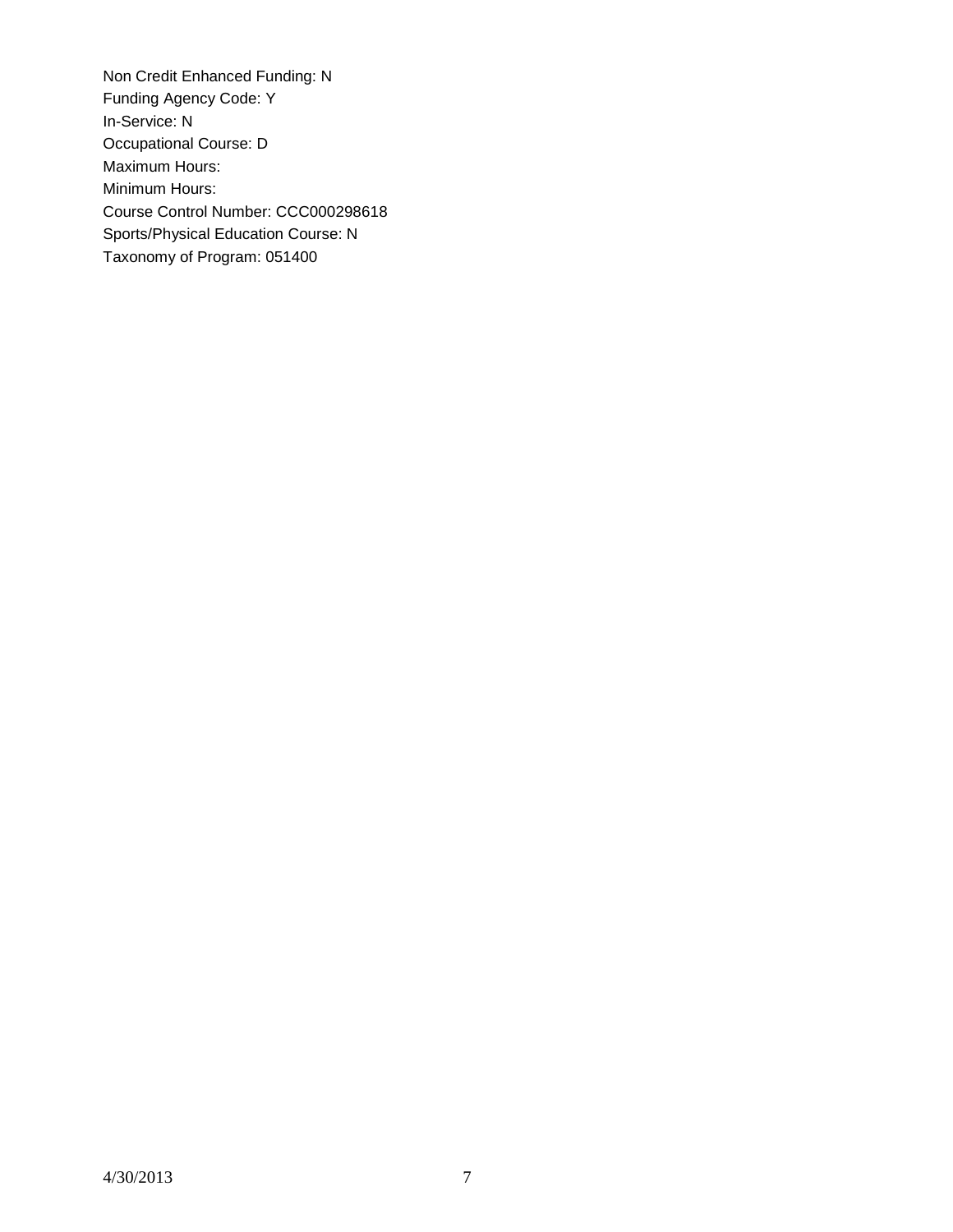Non Credit Enhanced Funding: N
Funding Agency Code: Y
In-Service: N
Occupational Course: D
Maximum Hours:
Minimum Hours:
Course Control Number: CCC000298618
Sports/Physical Education Course: N
Taxonomy of Program: 051400